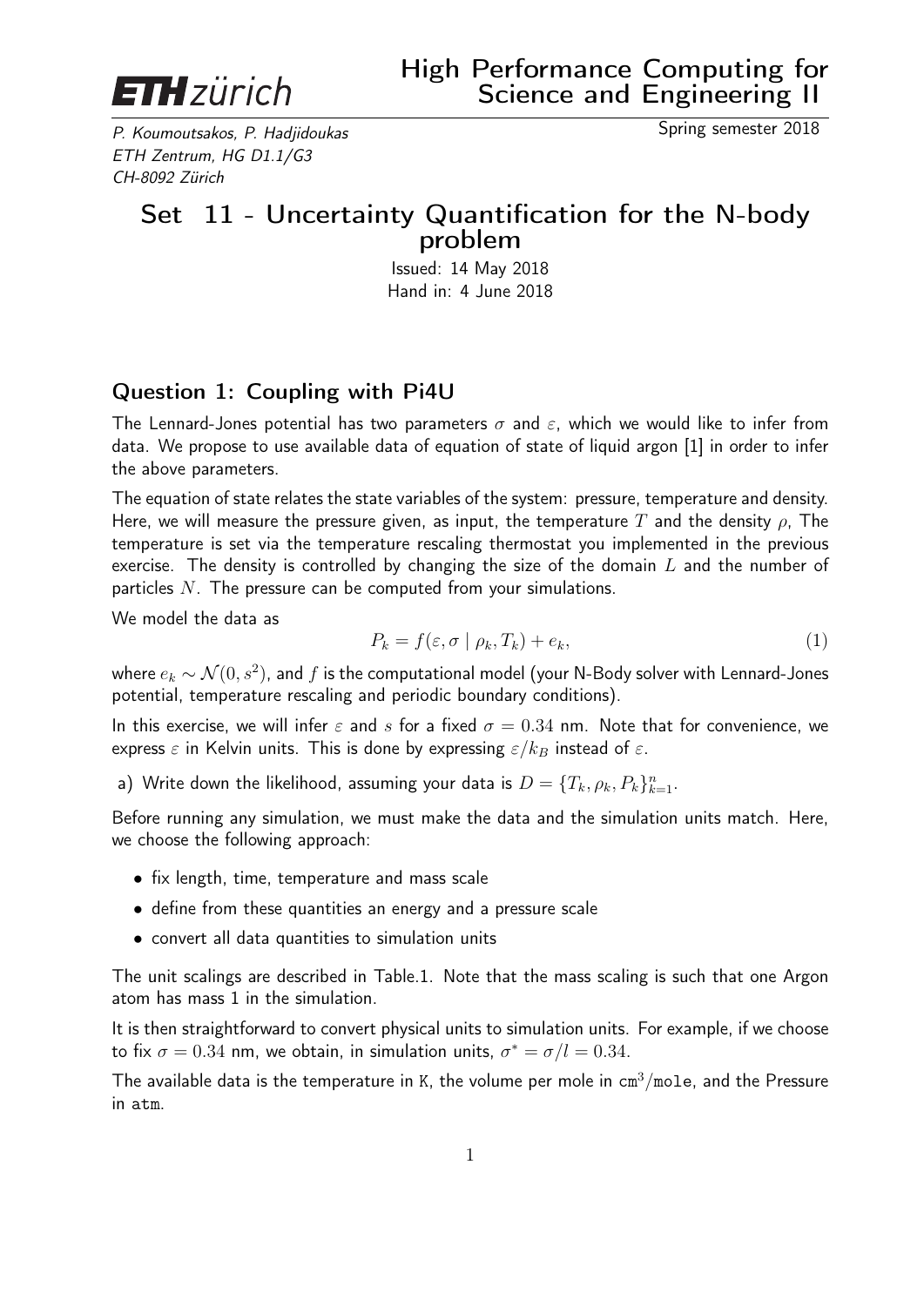ETH zürich

# High Performance Computing for Science and Engineering II

*P. Koumoutsakos, P. Hadjidoukas*
*ETH Zentrum, HG D1.1/G3*
*CH-8092 Zürich*

Spring semester 2018

## Set 11 - Uncertainty Quantification for the N-body problem

Issued: 14 May 2018
Hand in: 4 June 2018

### Question 1: Coupling with Pi4U

The Lennard-Jones potential has two parameters $\sigma$ and $\varepsilon$, which we would like to infer from data. We propose to use available data of equation of state of liquid argon [1] in order to infer the above parameters.

The equation of state relates the state variables of the system: pressure, temperature and density. Here, we will measure the pressure given, as input, the temperature $T$ and the density $\rho$, The temperature is set via the temperature rescaling thermostat you implemented in the previous exercise. The density is controlled by changing the size of the domain $L$ and the number of particles $N$. The pressure can be computed from your simulations.

We model the data as

$$P_k = f(\varepsilon, \sigma \mid \rho_k, T_k) + e_k, \tag{1}$$

where $e_k \sim \mathcal{N}(0, s^2)$, and $f$ is the computational model (your N-Body solver with Lennard-Jones potential, temperature rescaling and periodic boundary conditions).

In this exercise, we will infer $\varepsilon$ and $s$ for a fixed $\sigma = 0.34$ nm. Note that for convenience, we express $\varepsilon$ in Kelvin units. This is done by expressing $\varepsilon/k_B$ instead of $\varepsilon$.

a) Write down the likelihood, assuming your data is $D = \{T_k, \rho_k, P_k\}_{k=1}^n$.

Before running any simulation, we must make the data and the simulation units match. Here, we choose the following approach:

- fix length, time, temperature and mass scale
- define from these quantities an energy and a pressure scale
- convert all data quantities to simulation units

The unit scalings are described in Table.1. Note that the mass scaling is such that one Argon atom has mass 1 in the simulation.

It is then straightforward to convert physical units to simulation units. For example, if we choose to fix $\sigma = 0.34$ nm, we obtain, in simulation units, $\sigma^* = \sigma/l = 0.34$.

The available data is the temperature in K, the volume per mole in $\text{cm}^3/\text{mole}$, and the Pressure in atm.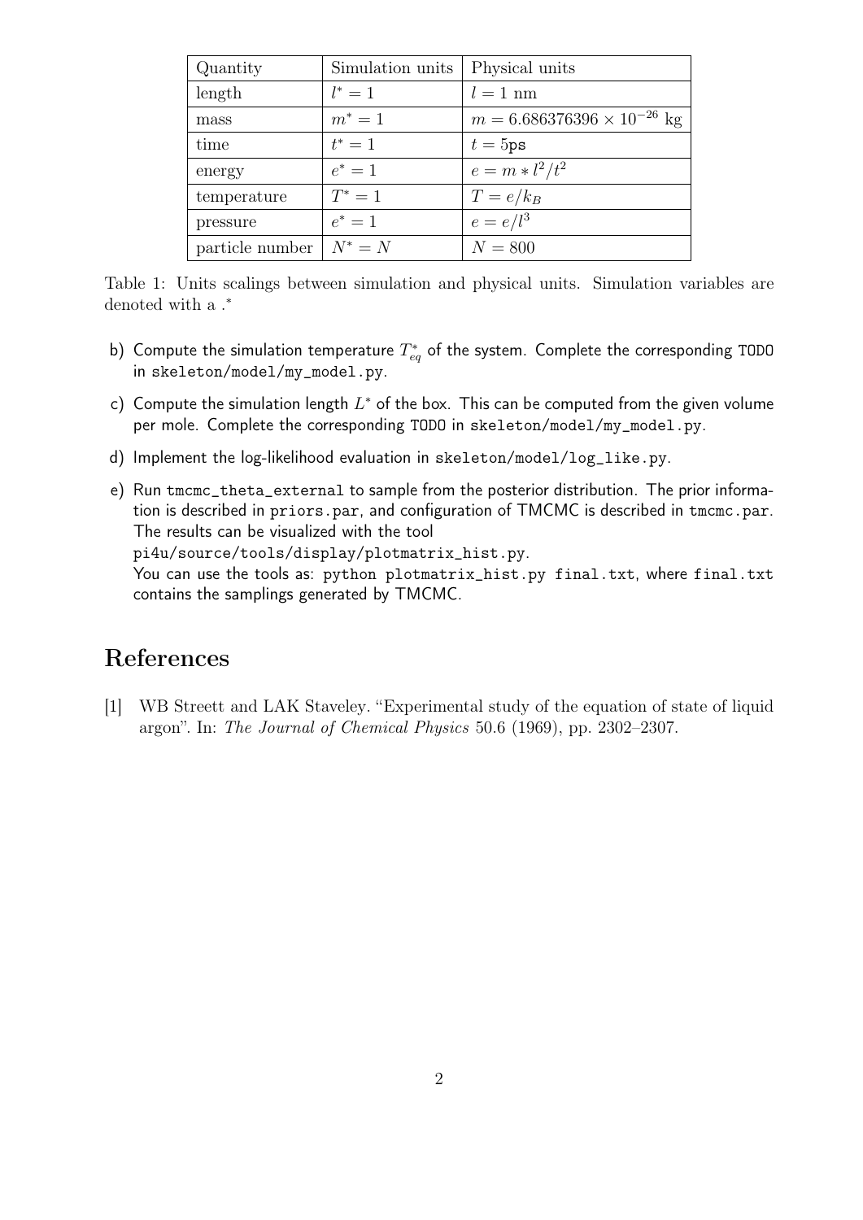| Quantity | Simulation units | Physical units |
| --- | --- | --- |
| length | $l^* = 1$ | $l = 1$ nm |
| mass | $m^* = 1$ | $m = 6.686376396 \times 10^{-26}$ kg |
| time | $t^* = 1$ | $t = 5$ps |
| energy | $e^* = 1$ | $e = m * l^2/t^2$ |
| temperature | $T^* = 1$ | $T = e/k_B$ |
| pressure | $e^* = 1$ | $e = e/l^3$ |
| particle number | $N^* = N$ | $N = 800$ |

Table 1: Units scalings between simulation and physical units. Simulation variables are denoted with a .$^*$

b) Compute the simulation temperature $T^*_{eq}$ of the system. Complete the corresponding TODO in skeleton/model/my_model.py.

c) Compute the simulation length $L^*$ of the box. This can be computed from the given volume per mole. Complete the corresponding TODO in skeleton/model/my_model.py.

d) Implement the log-likelihood evaluation in skeleton/model/log_like.py.

e) Run tmcmc_theta_external to sample from the posterior distribution. The prior information is described in priors.par, and configuration of TMCMC is described in tmcmc.par. The results can be visualized with the tool pi4u/source/tools/display/plotmatrix_hist.py.
You can use the tools as: python plotmatrix_hist.py final.txt, where final.txt contains the samplings generated by TMCMC.

# References

[1] WB Streett and LAK Staveley. "Experimental study of the equation of state of liquid argon". In: *The Journal of Chemical Physics* 50.6 (1969), pp. 2302–2307.